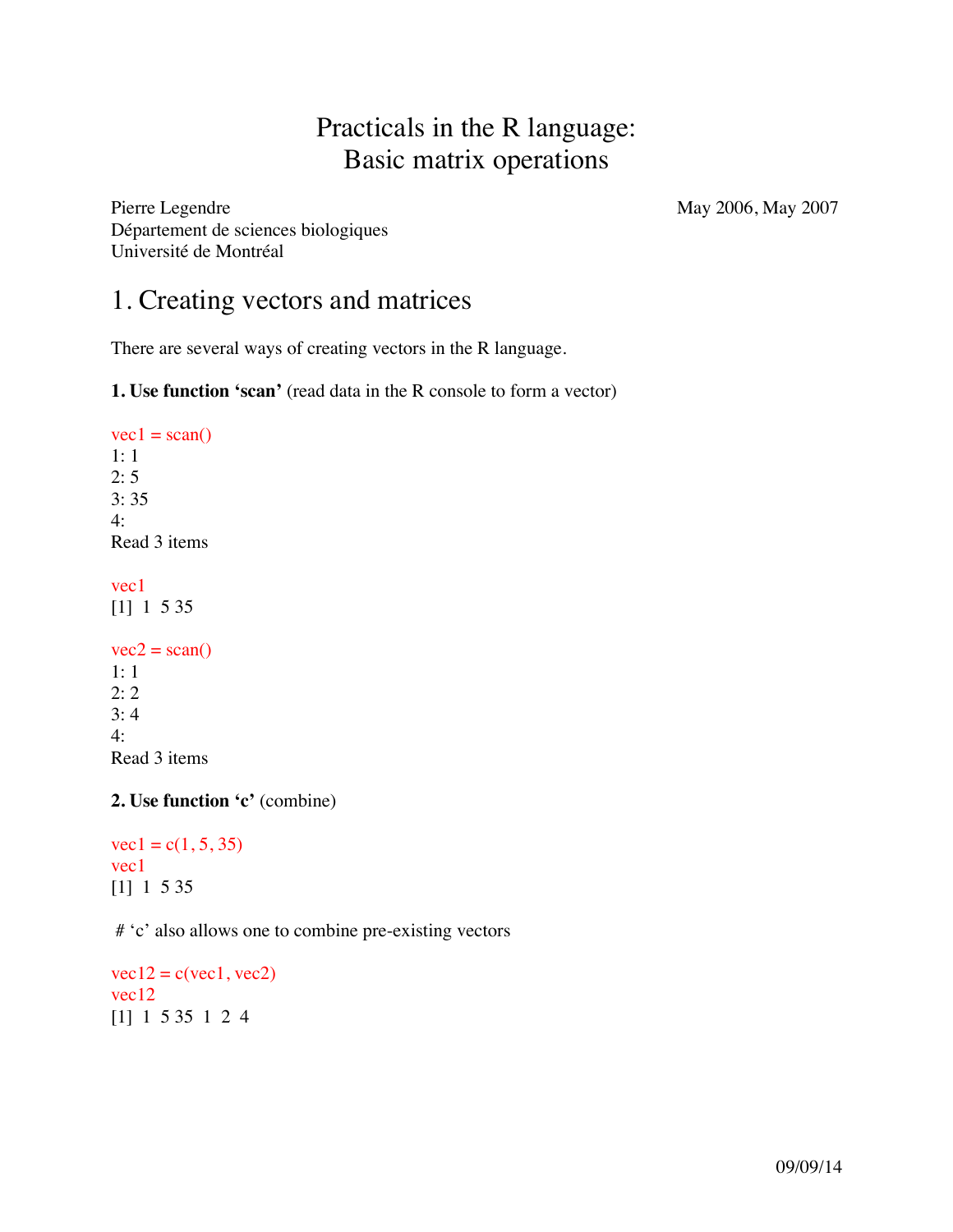# Practicals in the R language:
# Basic matrix operations

Pierre Legendre
Département de sciences biologiques
Université de Montréal

May 2006, May 2007

## 1. Creating vectors and matrices

There are several ways of creating vectors in the R language.

**1. Use function 'scan'** (read data in the R console to form a vector)

```
vec1 = scan()
1: 1
2: 5
3: 35
4:
Read 3 items

vec1
[1]  1  5 35

vec2 = scan()
1: 1
2: 2
3: 4
4:
Read 3 items
```

**2. Use function 'c'** (combine)

```
vec1 = c(1, 5, 35)
vec1
[1]  1  5 35
```

# 'c' also allows one to combine pre-existing vectors

```
vec12 = c(vec1, vec2)
vec12
[1]  1  5 35  1  2  4
```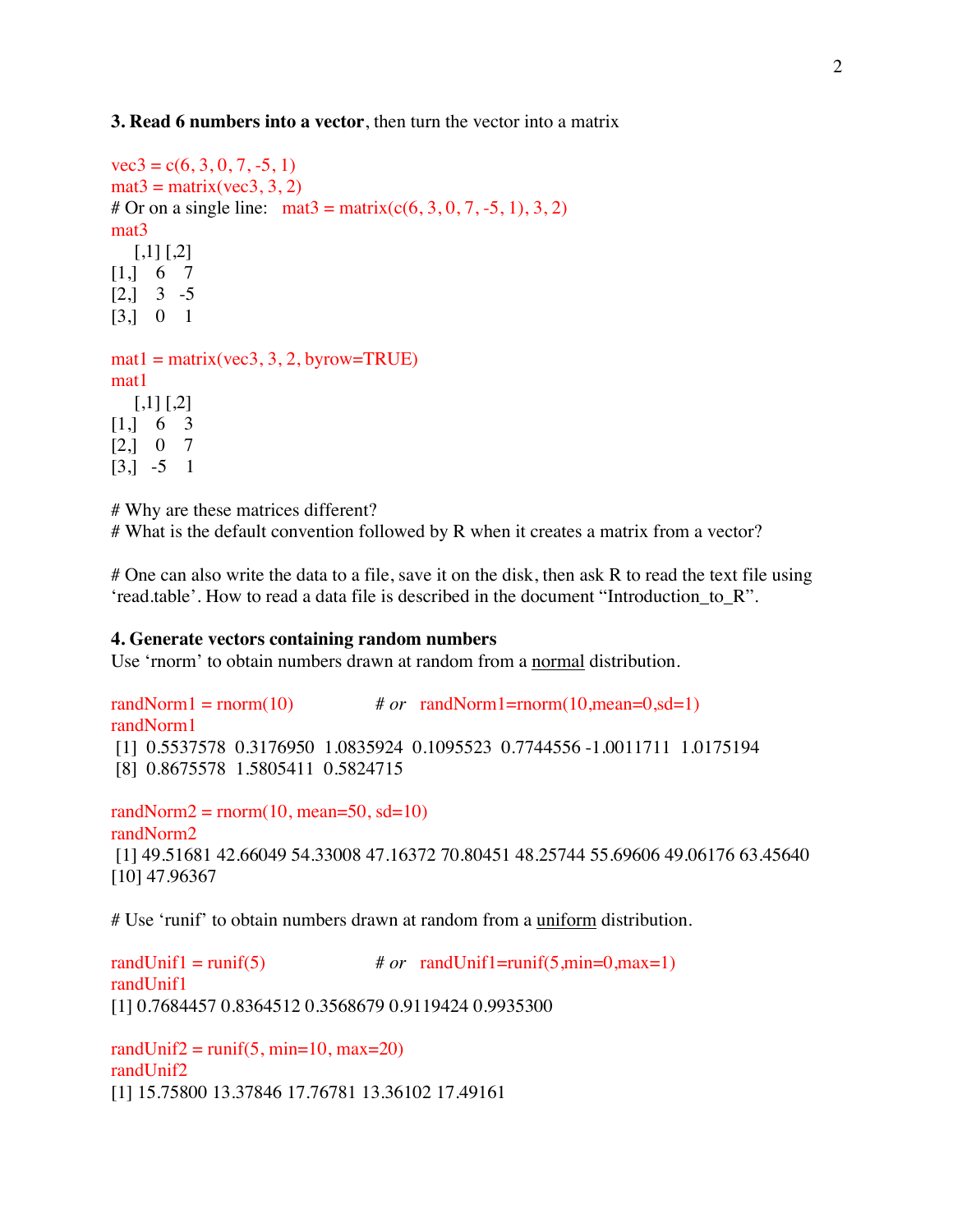**3. Read 6 numbers into a vector**, then turn the vector into a matrix

```
vec3 = c(6, 3, 0, 7, -5, 1)
mat3 = matrix(vec3, 3, 2)
# Or on a single line:   mat3 = matrix(c(6, 3, 0, 7, -5, 1), 3, 2)
mat3
     [,1] [,2]
[1,]    6    7
[2,]    3   -5
[3,]    0    1

mat1 = matrix(vec3, 3, 2, byrow=TRUE)
mat1
     [,1] [,2]
[1,]    6    3
[2,]    0    7
[3,]   -5    1
```

# Why are these matrices different?
# What is the default convention followed by R when it creates a matrix from a vector?

# One can also write the data to a file, save it on the disk, then ask R to read the text file using 'read.table'. How to read a data file is described in the document "Introduction_to_R".

**4. Generate vectors containing random numbers**

Use 'rnorm' to obtain numbers drawn at random from a normal distribution.

```
randNorm1 = rnorm(10)          # or   randNorm1=rnorm(10,mean=0,sd=1)
randNorm1
 [1]  0.5537578  0.3176950  1.0835924  0.1095523  0.7744556 -1.0011711  1.0175194
 [8]  0.8675578  1.5805411  0.5824715

randNorm2 = rnorm(10, mean=50, sd=10)
randNorm2
 [1] 49.51681 42.66049 54.33008 47.16372 70.80451 48.25744 55.69606 49.06176 63.45640
[10] 47.96367
```

# Use 'runif' to obtain numbers drawn at random from a uniform distribution.

```
randUnif1 = runif(5)           # or   randUnif1=runif(5,min=0,max=1)
randUnif1
[1] 0.7684457 0.8364512 0.3568679 0.9119424 0.9935300

randUnif2 = runif(5, min=10, max=20)
randUnif2
[1] 15.75800 13.37846 17.76781 13.36102 17.49161
```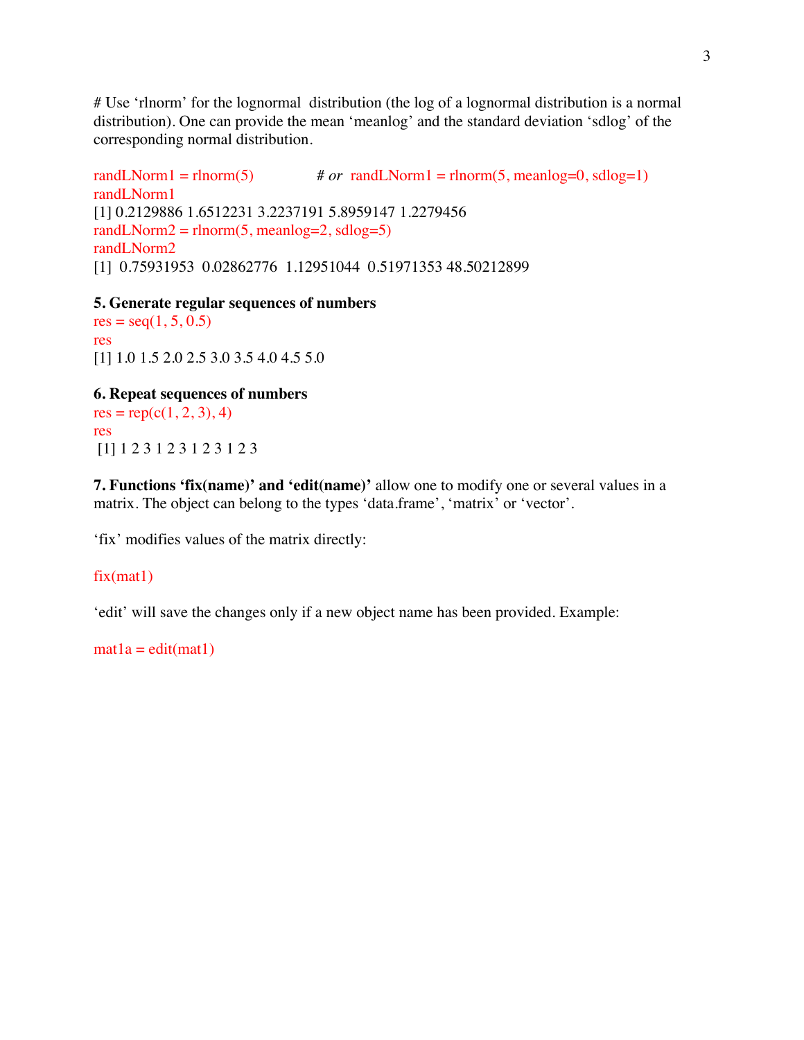# Use ‘rlnorm’ for the lognormal  distribution (the log of a lognormal distribution is a normal distribution). One can provide the mean ‘meanlog’ and the standard deviation ‘sdlog’ of the corresponding normal distribution.

```
randLNorm1 = rlnorm(5)            # or  randLNorm1 = rlnorm(5, meanlog=0, sdlog=1)
randLNorm1
[1] 0.2129886 1.6512231 3.2237191 5.8959147 1.2279456
randLNorm2 = rlnorm(5, meanlog=2, sdlog=5)
randLNorm2
[1]  0.75931953  0.02862776  1.12951044  0.51971353 48.50212899
```

**5. Generate regular sequences of numbers**

```
res = seq(1, 5, 0.5)
res
[1] 1.0 1.5 2.0 2.5 3.0 3.5 4.0 4.5 5.0
```

**6. Repeat sequences of numbers**

```
res = rep(c(1, 2, 3), 4)
res
 [1] 1 2 3 1 2 3 1 2 3 1 2 3
```

**7. Functions ‘fix(name)’ and ‘edit(name)’** allow one to modify one or several values in a matrix. The object can belong to the types ‘data.frame’, ‘matrix’ or ‘vector’.

‘fix’ modifies values of the matrix directly:

```
fix(mat1)
```

‘edit’ will save the changes only if a new object name has been provided. Example:

```
mat1a = edit(mat1)
```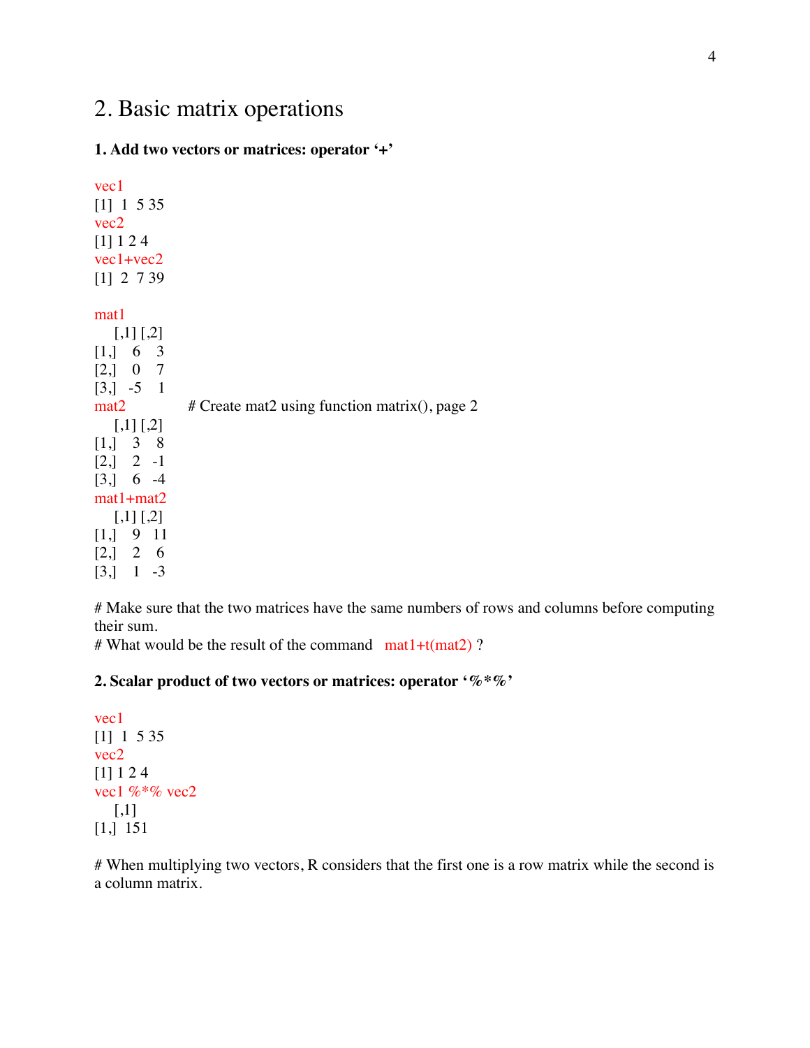## 2. Basic matrix operations

**1. Add two vectors or matrices: operator '+'**

```
vec1
[1]  1  5 35
vec2
[1] 1 2 4
vec1+vec2
[1]  2  7 39

mat1
     [,1] [,2]
[1,]    6    3
[2,]    0    7
[3,]   -5    1
mat2              # Create mat2 using function matrix(), page 2
     [,1] [,2]
[1,]    3    8
[2,]    2   -1
[3,]    6   -4
mat1+mat2
     [,1] [,2]
[1,]    9   11
[2,]    2    6
[3,]    1   -3
```

# Make sure that the two matrices have the same numbers of rows and columns before computing their sum.
# What would be the result of the command mat1+t(mat2) ?

**2. Scalar product of two vectors or matrices: operator '%*%'**

```
vec1
[1]  1  5 35
vec2
[1] 1 2 4
vec1 %*% vec2
     [,1]
[1,]  151
```

# When multiplying two vectors, R considers that the first one is a row matrix while the second is a column matrix.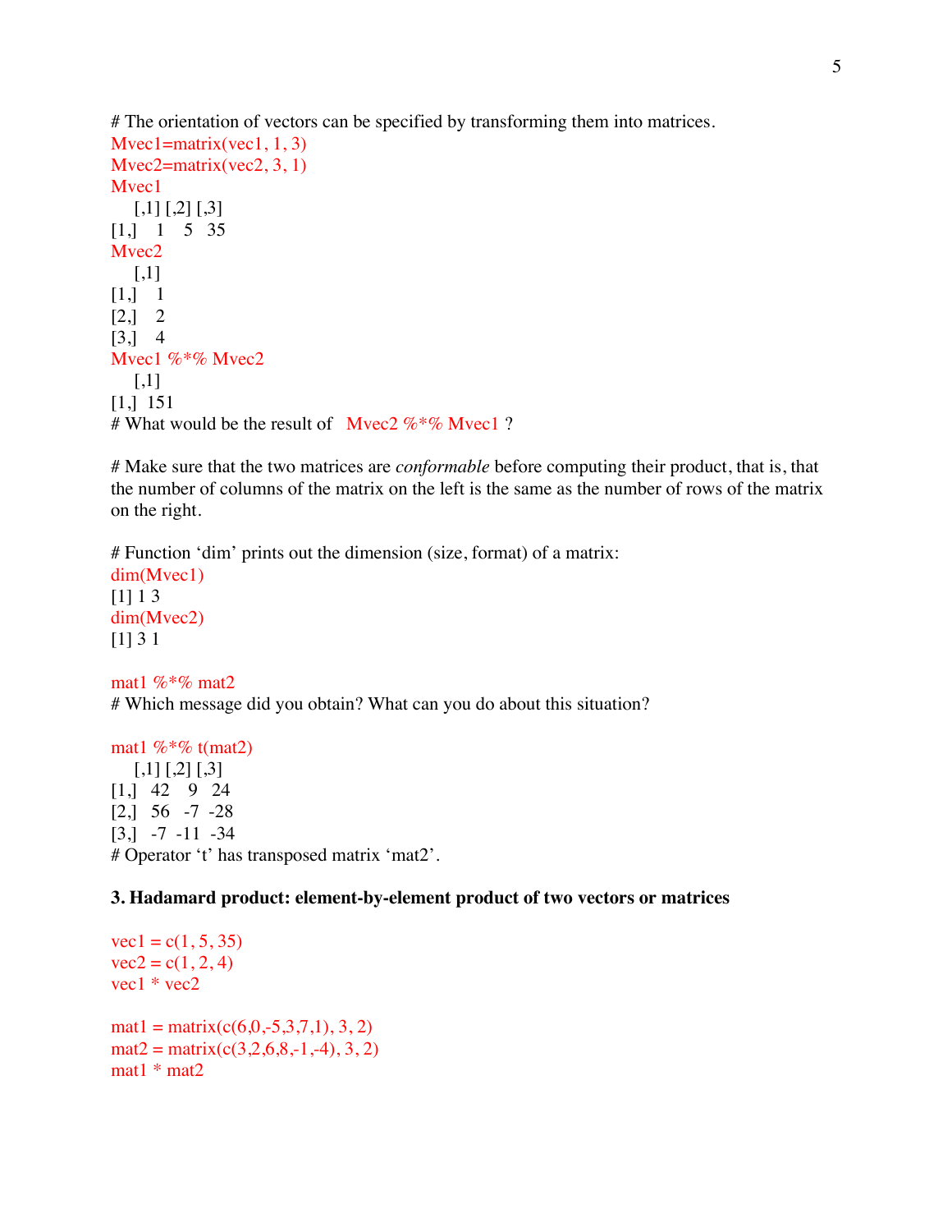# The orientation of vectors can be specified by transforming them into matrices.

```
Mvec1=matrix(vec1, 1, 3)
Mvec2=matrix(vec2, 3, 1)
Mvec1
     [,1] [,2] [,3]
[1,]    1    5   35
Mvec2
     [,1]
[1,]    1
[2,]    2
[3,]    4
Mvec1 %*% Mvec2
     [,1]
[1,]  151
```

# What would be the result of Mvec2 %*% Mvec1 ?

# Make sure that the two matrices are *conformable* before computing their product, that is, that the number of columns of the matrix on the left is the same as the number of rows of the matrix on the right.

# Function 'dim' prints out the dimension (size, format) of a matrix:

```
dim(Mvec1)
[1] 1 3
dim(Mvec2)
[1] 3 1
```

```
mat1 %*% mat2
```

# Which message did you obtain? What can you do about this situation?

```
mat1 %*% t(mat2)
     [,1] [,2] [,3]
[1,]   42    9   24
[2,]   56   -7  -28
[3,]   -7  -11  -34
```

# Operator 't' has transposed matrix 'mat2'.

**3. Hadamard product: element-by-element product of two vectors or matrices**

```
vec1 = c(1, 5, 35)
vec2 = c(1, 2, 4)
vec1 * vec2

mat1 = matrix(c(6,0,-5,3,7,1), 3, 2)
mat2 = matrix(c(3,2,6,8,-1,-4), 3, 2)
mat1 * mat2
```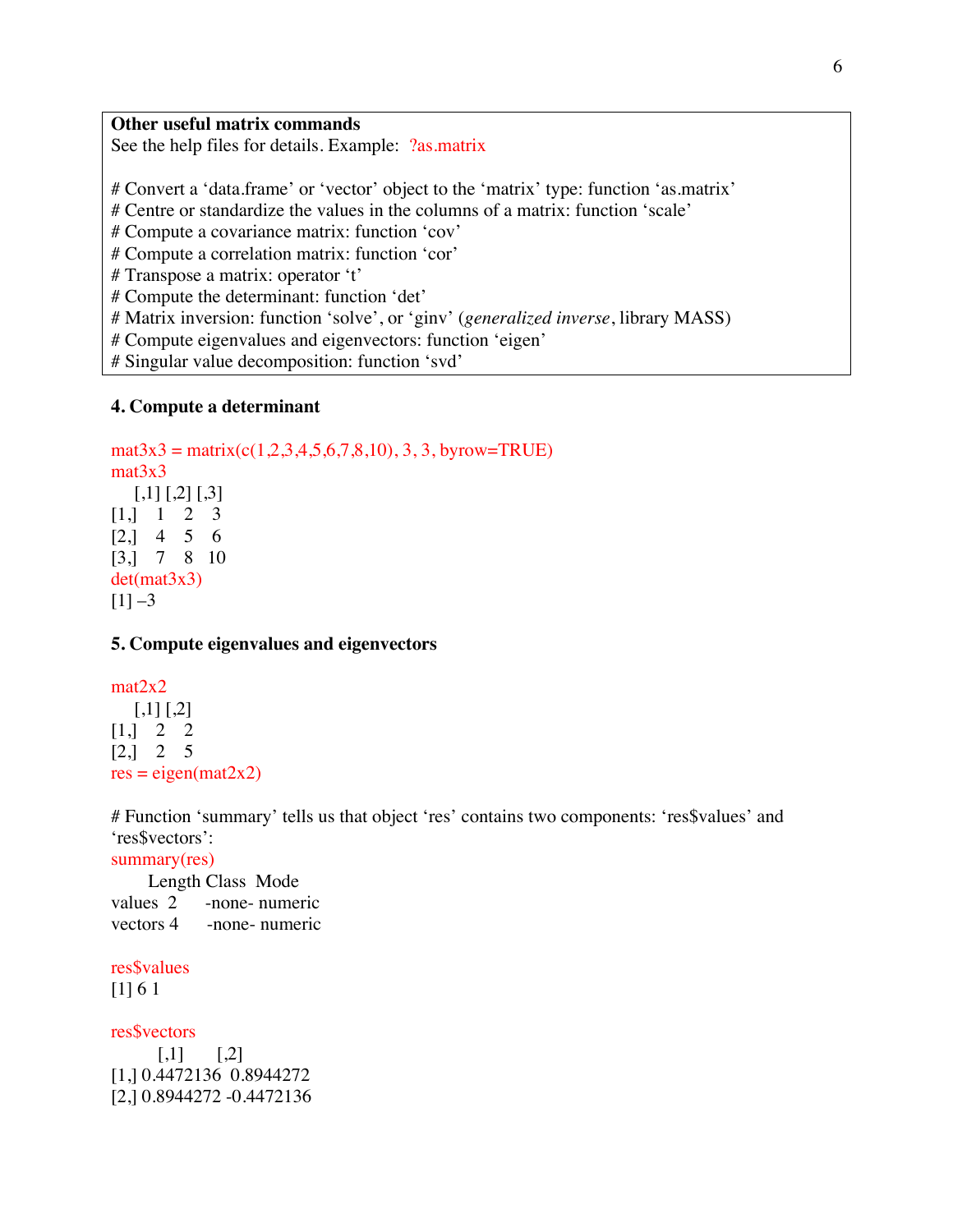**Other useful matrix commands**
See the help files for details. Example: ?as.matrix

```
# Convert a 'data.frame' or 'vector' object to the 'matrix' type: function 'as.matrix'
# Centre or standardize the values in the columns of a matrix: function 'scale'
# Compute a covariance matrix: function 'cov'
# Compute a correlation matrix: function 'cor'
# Transpose a matrix: operator 't'
# Compute the determinant: function 'det'
# Matrix inversion: function 'solve', or 'ginv' (generalized inverse, library MASS)
# Compute eigenvalues and eigenvectors: function 'eigen'
# Singular value decomposition: function 'svd'
```

### 4. Compute a determinant

```
mat3x3 = matrix(c(1,2,3,4,5,6,7,8,10), 3, 3, byrow=TRUE)
mat3x3
     [,1] [,2] [,3]
[1,]    1    2    3
[2,]    4    5    6
[3,]    7    8   10
det(mat3x3)
[1] -3
```

### 5. Compute eigenvalues and eigenvectors

```
mat2x2
     [,1] [,2]
[1,]    2    2
[2,]    2    5
res = eigen(mat2x2)
```

# Function 'summary' tells us that object 'res' contains two components: 'res$values' and 'res$vectors':

```
summary(res)
        Length Class  Mode
values  2      -none- numeric
vectors 4      -none- numeric

res$values
[1] 6 1

res$vectors
          [,1]       [,2]
[1,] 0.4472136  0.8944272
[2,] 0.8944272 -0.4472136
```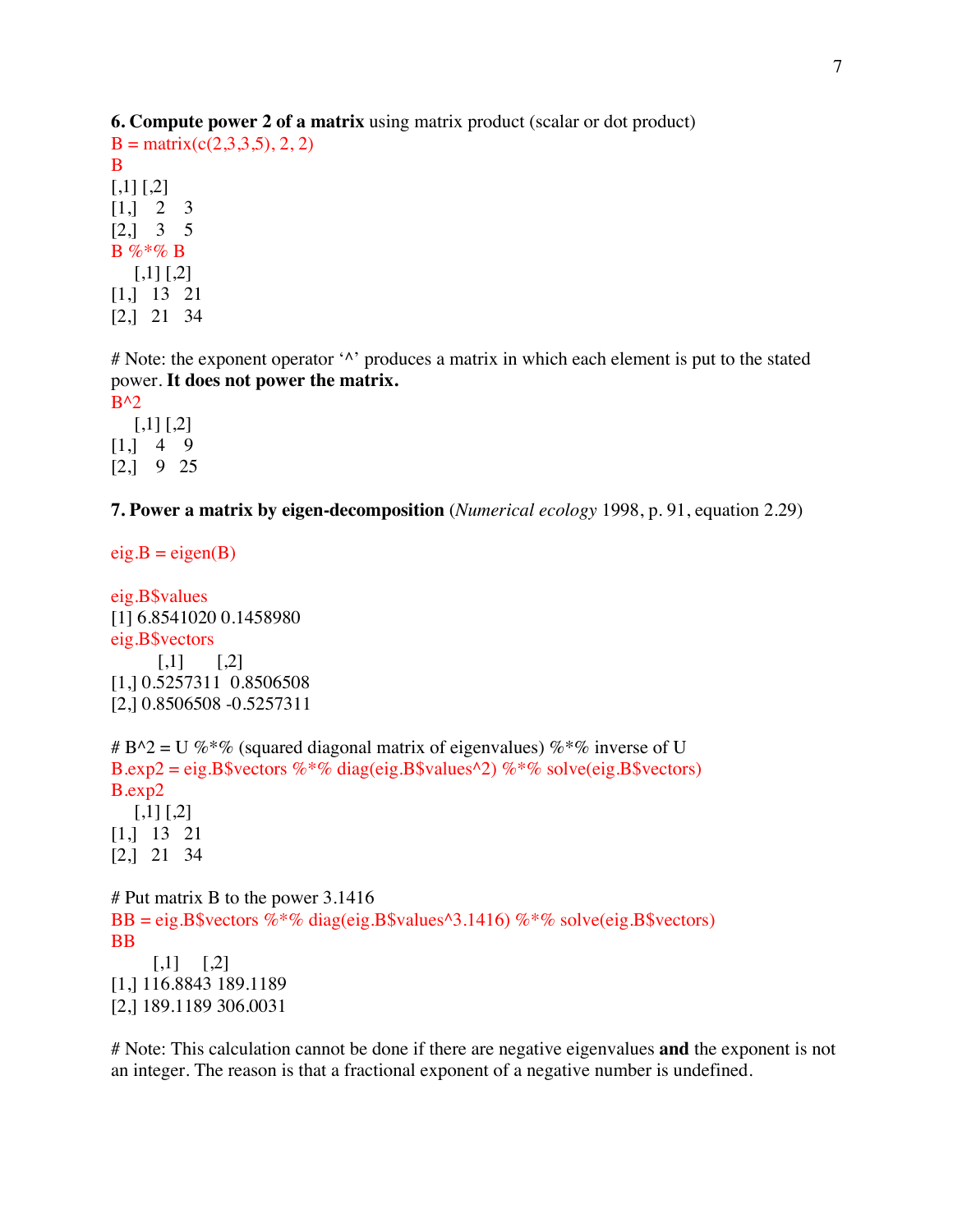**6. Compute power 2 of a matrix** using matrix product (scalar or dot product)

```
B = matrix(c(2,3,3,5), 2, 2)
B
[,1] [,2]
[1,]    2    3
[2,]    3    5
B %*% B
     [,1] [,2]
[1,]   13   21
[2,]   21   34
```

# Note: the exponent operator '^' produces a matrix in which each element is put to the stated power. **It does not power the matrix.**

```
B^2
     [,1] [,2]
[1,]    4    9
[2,]    9   25
```

**7. Power a matrix by eigen-decomposition** (*Numerical ecology* 1998, p. 91, equation 2.29)

```
eig.B = eigen(B)

eig.B$values
[1] 6.8541020 0.1458980
eig.B$vectors
          [,1]       [,2]
[1,] 0.5257311  0.8506508
[2,] 0.8506508 -0.5257311
```

```
# B^2 = U %*% (squared diagonal matrix of eigenvalues) %*% inverse of U
B.exp2 = eig.B$vectors %*% diag(eig.B$values^2) %*% solve(eig.B$vectors)
B.exp2
     [,1] [,2]
[1,]   13   21
[2,]   21   34
```

```
# Put matrix B to the power 3.1416
BB = eig.B$vectors %*% diag(eig.B$values^3.1416) %*% solve(eig.B$vectors)
BB
         [,1]     [,2]
[1,] 116.8843 189.1189
[2,] 189.1189 306.0031
```

# Note: This calculation cannot be done if there are negative eigenvalues **and** the exponent is not an integer. The reason is that a fractional exponent of a negative number is undefined.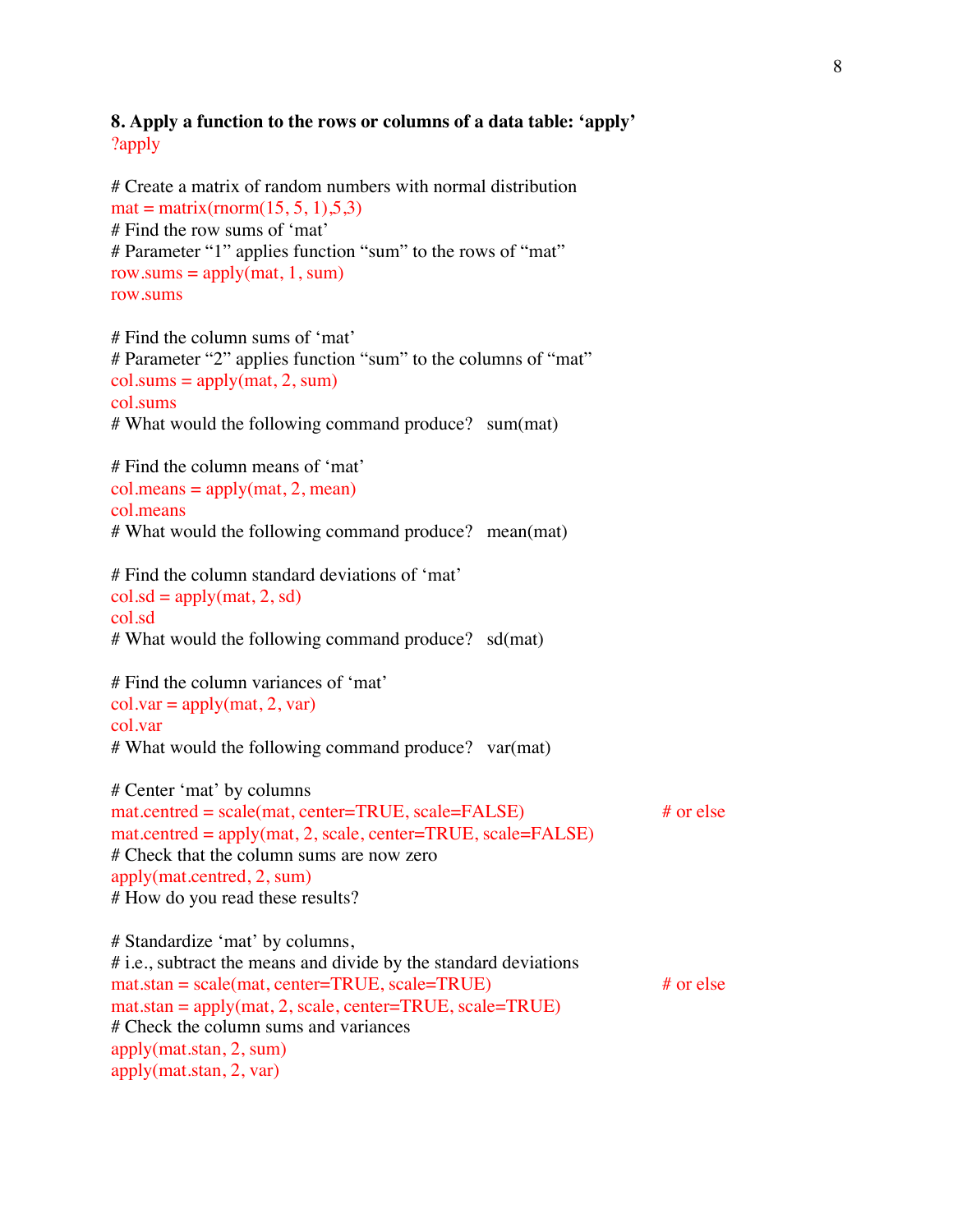**8. Apply a function to the rows or columns of a data table: ‘apply’**

```
?apply

# Create a matrix of random numbers with normal distribution
mat = matrix(rnorm(15, 5, 1),5,3)
# Find the row sums of ‘mat’
# Parameter “1” applies function “sum” to the rows of “mat”
row.sums = apply(mat, 1, sum)
row.sums

# Find the column sums of ‘mat’
# Parameter “2” applies function “sum” to the columns of “mat”
col.sums = apply(mat, 2, sum)
col.sums
# What would the following command produce?   sum(mat)

# Find the column means of ‘mat’
col.means = apply(mat, 2, mean)
col.means
# What would the following command produce?   mean(mat)

# Find the column standard deviations of ‘mat’
col.sd = apply(mat, 2, sd)
col.sd
# What would the following command produce?   sd(mat)

# Find the column variances of ‘mat’
col.var = apply(mat, 2, var)
col.var
# What would the following command produce?   var(mat)

# Center ‘mat’ by columns
mat.centred = scale(mat, center=TRUE, scale=FALSE)                 # or else
mat.centred = apply(mat, 2, scale, center=TRUE, scale=FALSE)
# Check that the column sums are now zero
apply(mat.centred, 2, sum)
# How do you read these results?

# Standardize ‘mat’ by columns,
# i.e., subtract the means and divide by the standard deviations
mat.stan = scale(mat, center=TRUE, scale=TRUE)                     # or else
mat.stan = apply(mat, 2, scale, center=TRUE, scale=TRUE)
# Check the column sums and variances
apply(mat.stan, 2, sum)
apply(mat.stan, 2, var)
```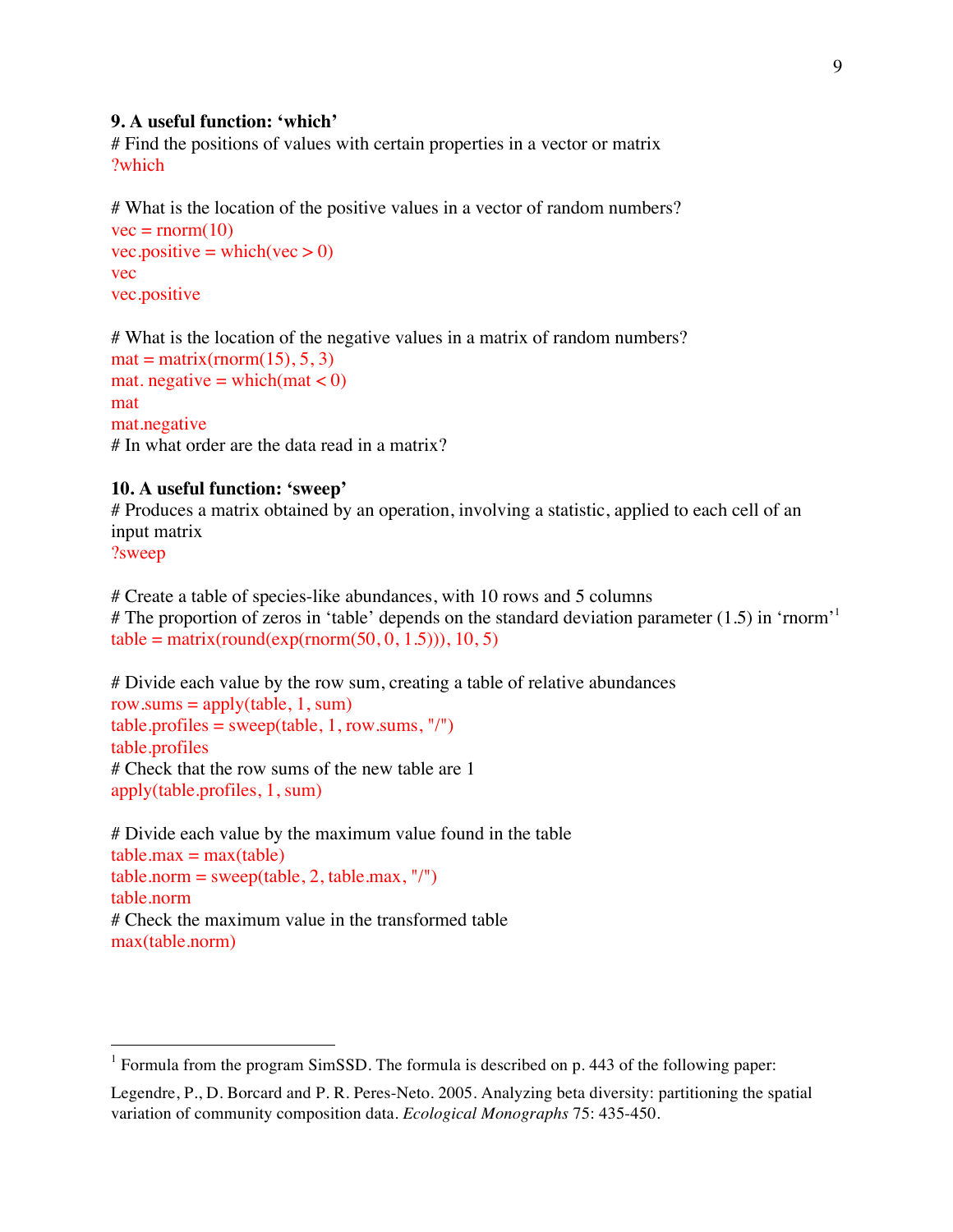**9. A useful function: 'which'**

```
# Find the positions of values with certain properties in a vector or matrix
?which

# What is the location of the positive values in a vector of random numbers?
vec = rnorm(10)
vec.positive = which(vec > 0)
vec
vec.positive

# What is the location of the negative values in a matrix of random numbers?
mat = matrix(rnorm(15), 5, 3)
mat. negative = which(mat < 0)
mat
mat.negative
# In what order are the data read in a matrix?
```

**10. A useful function: 'sweep'**

```
# Produces a matrix obtained by an operation, involving a statistic, applied to each cell of an input matrix
?sweep

# Create a table of species-like abundances, with 10 rows and 5 columns
# The proportion of zeros in 'table' depends on the standard deviation parameter (1.5) in 'rnorm'[1]
table = matrix(round(exp(rnorm(50, 0, 1.5))), 10, 5)

# Divide each value by the row sum, creating a table of relative abundances
row.sums = apply(table, 1, sum)
table.profiles = sweep(table, 1, row.sums, "/")
table.profiles
# Check that the row sums of the new table are 1
apply(table.profiles, 1, sum)

# Divide each value by the maximum value found in the table
table.max = max(table)
table.norm = sweep(table, 2, table.max, "/")
table.norm
# Check the maximum value in the transformed table
max(table.norm)
```

---

[1] Formula from the program SimSSD. The formula is described on p. 443 of the following paper:

Legendre, P., D. Borcard and P. R. Peres-Neto. 2005. Analyzing beta diversity: partitioning the spatial variation of community composition data. *Ecological Monographs* 75: 435-450.